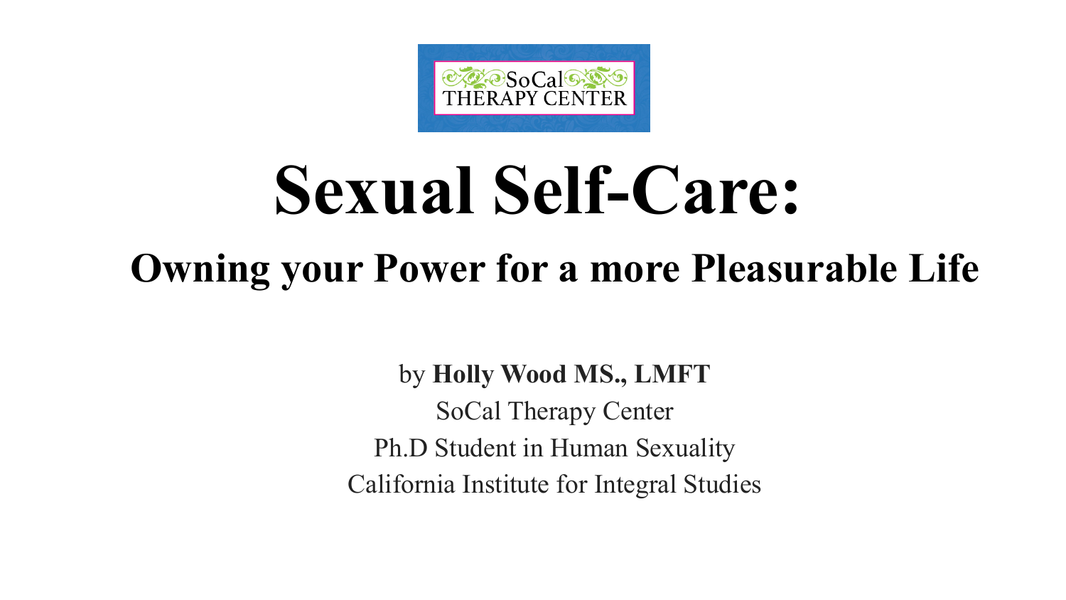SoCal THERAPY CENTER

# Sexual Self-Care:

## Owning your Power for a more Pleasurable Life

by **Holly Wood MS., LMFT**

SoCal Therapy Center

Ph.D Student in Human Sexuality

California Institute for Integral Studies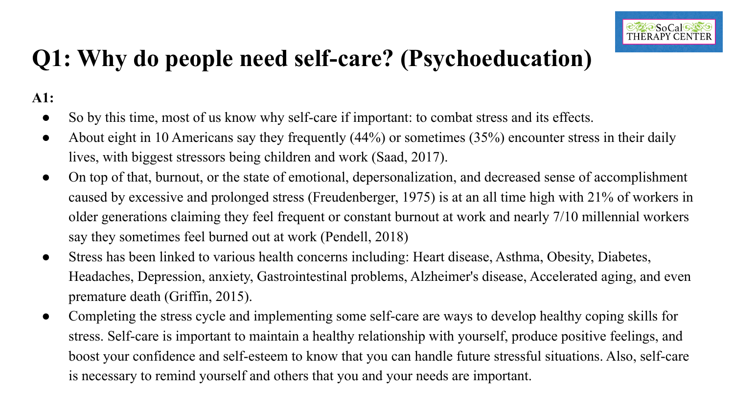# Q1: Why do people need self-care? (Psychoeducation)

**A1:**

- So by this time, most of us know why self-care if important: to combat stress and its effects.
- About eight in 10 Americans say they frequently (44%) or sometimes (35%) encounter stress in their daily lives, with biggest stressors being children and work (Saad, 2017).
- On top of that, burnout, or the state of emotional, depersonalization, and decreased sense of accomplishment caused by excessive and prolonged stress (Freudenberger, 1975) is at an all time high with 21% of workers in older generations claiming they feel frequent or constant burnout at work and nearly 7/10 millennial workers say they sometimes feel burned out at work (Pendell, 2018)
- Stress has been linked to various health concerns including: Heart disease, Asthma, Obesity, Diabetes, Headaches, Depression, anxiety, Gastrointestinal problems, Alzheimer's disease, Accelerated aging, and even premature death (Griffin, 2015).
- Completing the stress cycle and implementing some self-care are ways to develop healthy coping skills for stress. Self-care is important to maintain a healthy relationship with yourself, produce positive feelings, and boost your confidence and self-esteem to know that you can handle future stressful situations. Also, self-care is necessary to remind yourself and others that you and your needs are important.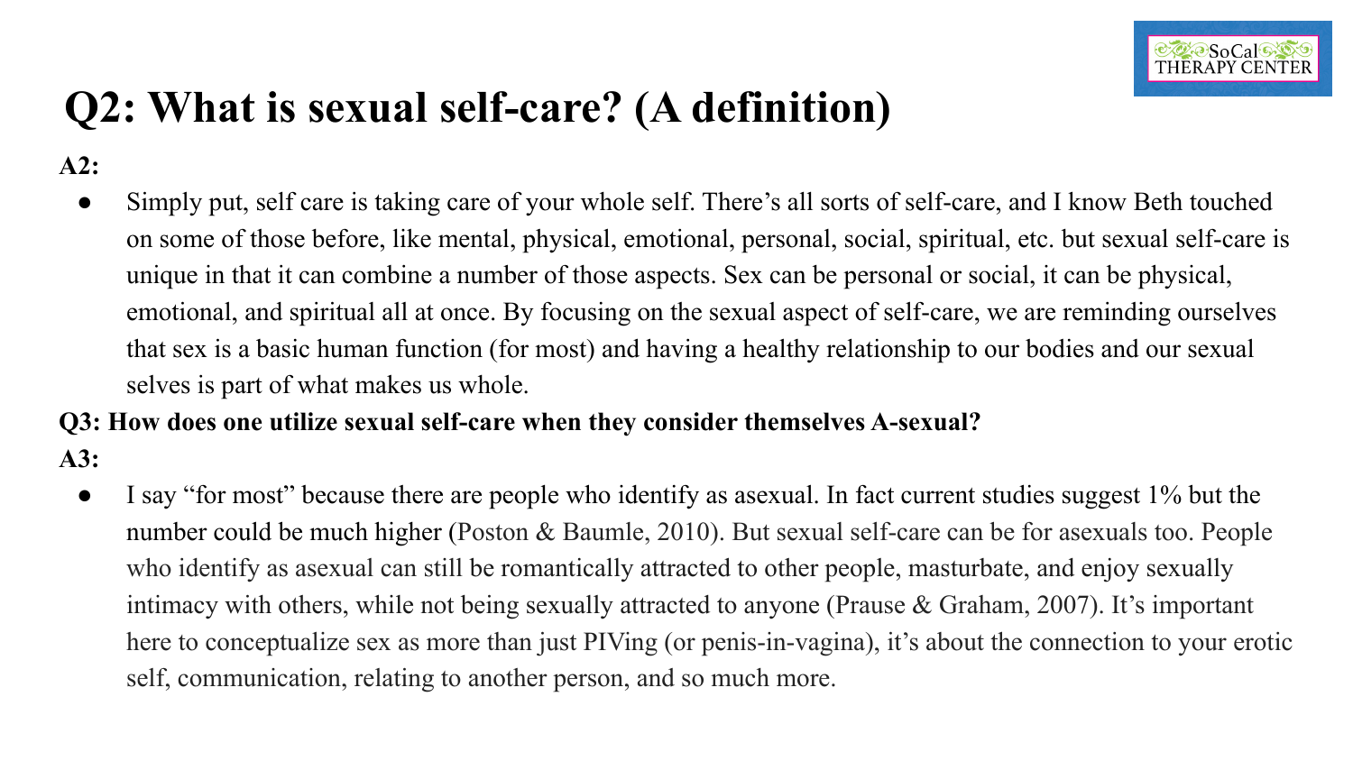# Q2: What is sexual self-care? (A definition)

**A2:**

- Simply put, self care is taking care of your whole self. There's all sorts of self-care, and I know Beth touched on some of those before, like mental, physical, emotional, personal, social, spiritual, etc. but sexual self-care is unique in that it can combine a number of those aspects. Sex can be personal or social, it can be physical, emotional, and spiritual all at once. By focusing on the sexual aspect of self-care, we are reminding ourselves that sex is a basic human function (for most) and having a healthy relationship to our bodies and our sexual selves is part of what makes us whole.

**Q3: How does one utilize sexual self-care when they consider themselves A-sexual?**

**A3:**

- I say "for most" because there are people who identify as asexual. In fact current studies suggest 1% but the number could be much higher (Poston & Baumle, 2010). But sexual self-care can be for asexuals too. People who identify as asexual can still be romantically attracted to other people, masturbate, and enjoy sexually intimacy with others, while not being sexually attracted to anyone (Prause & Graham, 2007). It's important here to conceptualize sex as more than just PIVing (or penis-in-vagina), it's about the connection to your erotic self, communication, relating to another person, and so much more.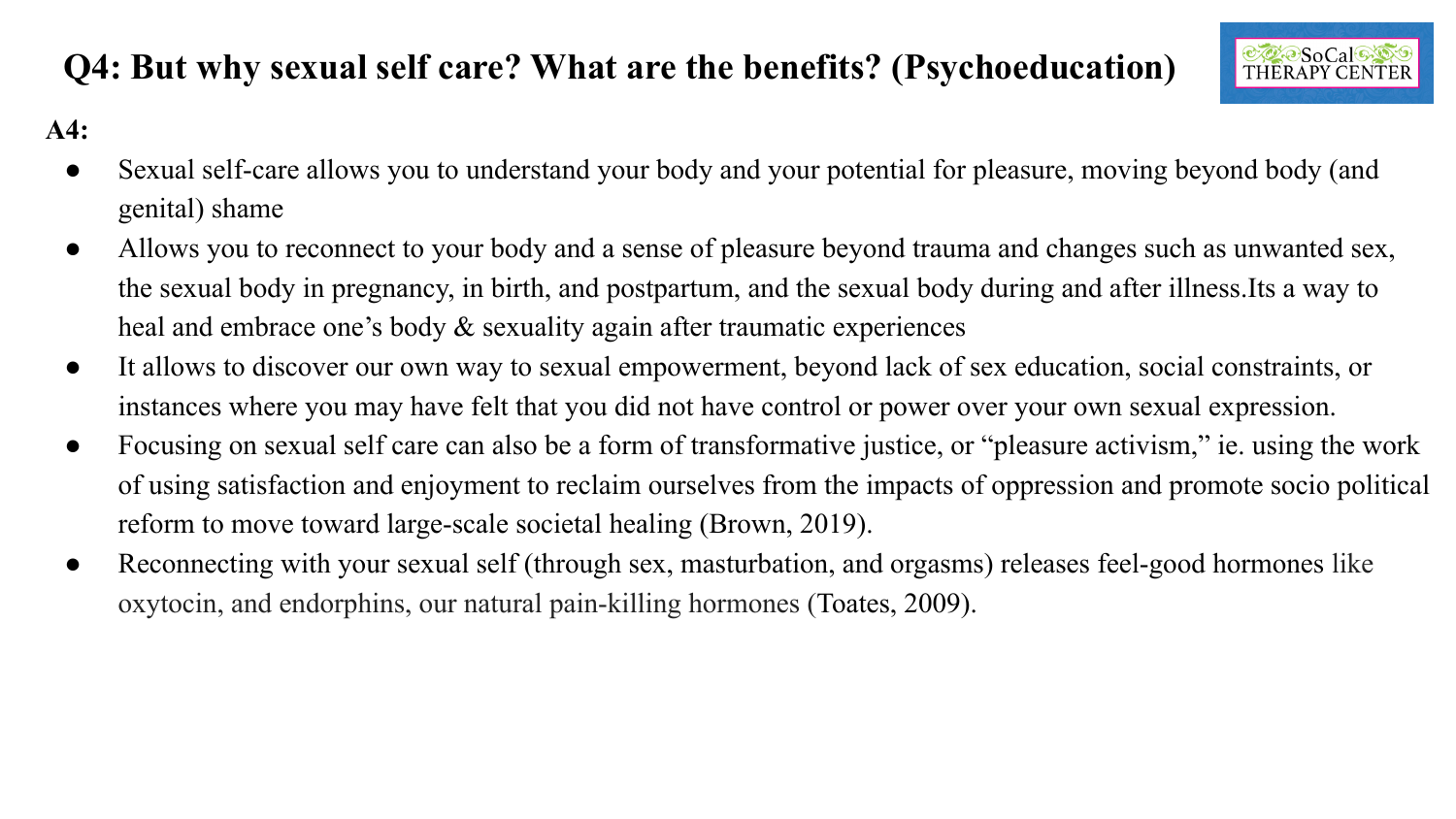# Q4: But why sexual self care? What are the benefits? (Psychoeducation)

**A4:**

- Sexual self-care allows you to understand your body and your potential for pleasure, moving beyond body (and genital) shame
- Allows you to reconnect to your body and a sense of pleasure beyond trauma and changes such as unwanted sex, the sexual body in pregnancy, in birth, and postpartum, and the sexual body during and after illness.Its a way to heal and embrace one's body & sexuality again after traumatic experiences
- It allows to discover our own way to sexual empowerment, beyond lack of sex education, social constraints, or instances where you may have felt that you did not have control or power over your own sexual expression.
- Focusing on sexual self care can also be a form of transformative justice, or "pleasure activism," ie. using the work of using satisfaction and enjoyment to reclaim ourselves from the impacts of oppression and promote socio political reform to move toward large-scale societal healing (Brown, 2019).
- Reconnecting with your sexual self (through sex, masturbation, and orgasms) releases feel-good hormones like oxytocin, and endorphins, our natural pain-killing hormones (Toates, 2009).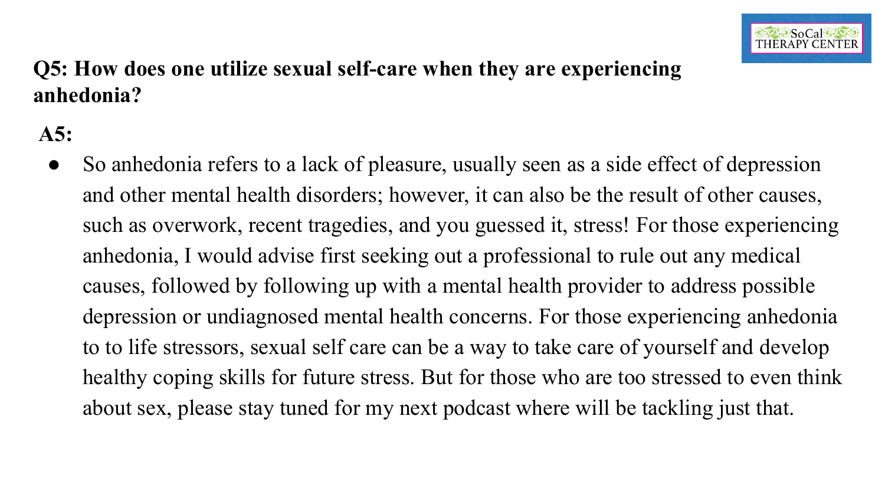**Q5: How does one utilize sexual self-care when they are experiencing anhedonia?**

**A5:**

- So anhedonia refers to a lack of pleasure, usually seen as a side effect of depression and other mental health disorders; however, it can also be the result of other causes, such as overwork, recent tragedies, and you guessed it, stress! For those experiencing anhedonia, I would advise first seeking out a professional to rule out any medical causes, followed by following up with a mental health provider to address possible depression or undiagnosed mental health concerns. For those experiencing anhedonia to to life stressors, sexual self care can be a way to take care of yourself and develop healthy coping skills for future stress. But for those who are too stressed to even think about sex, please stay tuned for my next podcast where will be tackling just that.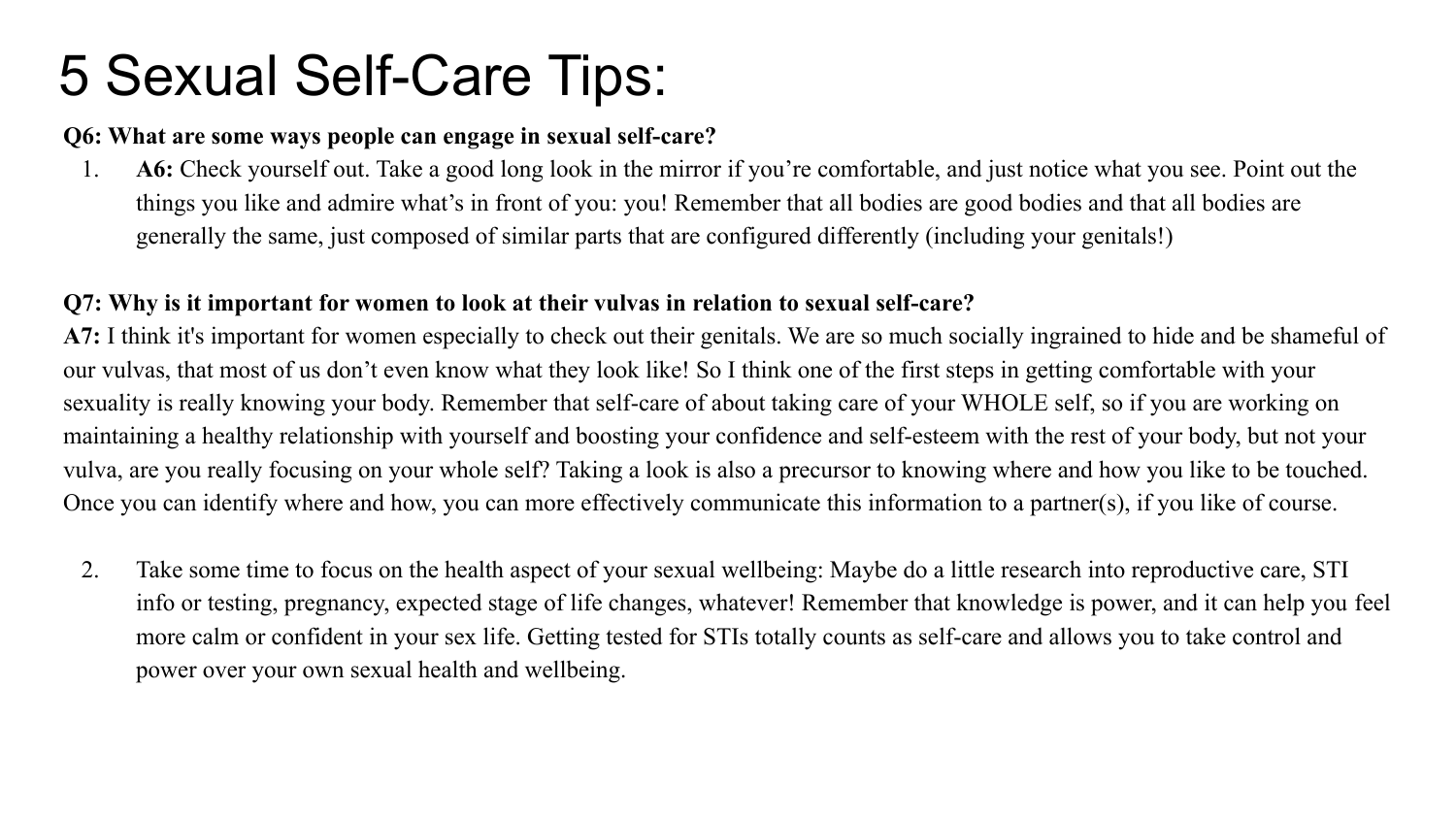# 5 Sexual Self-Care Tips:

**Q6: What are some ways people can engage in sexual self-care?**

1. **A6:** Check yourself out. Take a good long look in the mirror if you're comfortable, and just notice what you see. Point out the things you like and admire what's in front of you: you! Remember that all bodies are good bodies and that all bodies are generally the same, just composed of similar parts that are configured differently (including your genitals!)

**Q7: Why is it important for women to look at their vulvas in relation to sexual self-care?**
**A7:** I think it's important for women especially to check out their genitals. We are so much socially ingrained to hide and be shameful of our vulvas, that most of us don't even know what they look like! So I think one of the first steps in getting comfortable with your sexuality is really knowing your body. Remember that self-care of about taking care of your WHOLE self, so if you are working on maintaining a healthy relationship with yourself and boosting your confidence and self-esteem with the rest of your body, but not your vulva, are you really focusing on your whole self? Taking a look is also a precursor to knowing where and how you like to be touched. Once you can identify where and how, you can more effectively communicate this information to a partner(s), if you like of course.

2. Take some time to focus on the health aspect of your sexual wellbeing: Maybe do a little research into reproductive care, STI info or testing, pregnancy, expected stage of life changes, whatever! Remember that knowledge is power, and it can help you feel more calm or confident in your sex life. Getting tested for STIs totally counts as self-care and allows you to take control and power over your own sexual health and wellbeing.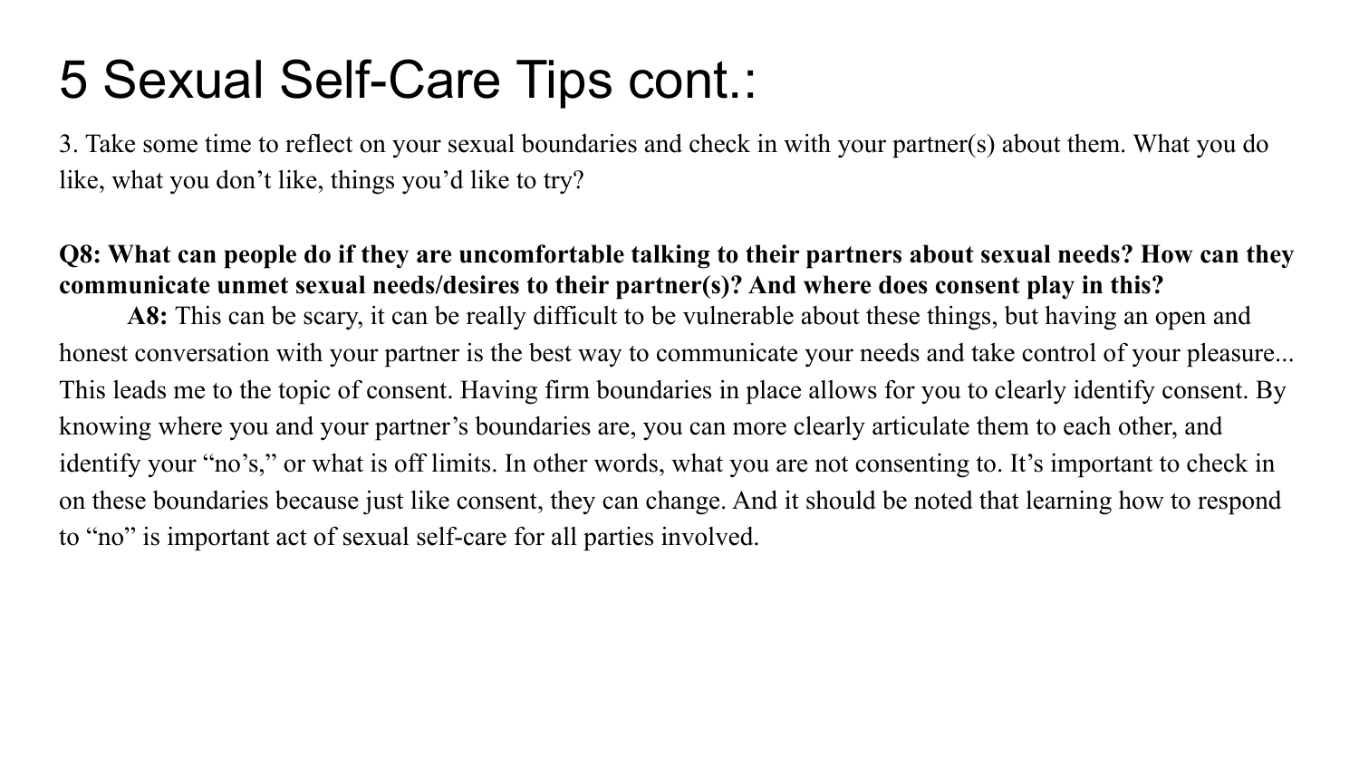# 5 Sexual Self-Care Tips cont.:

3. Take some time to reflect on your sexual boundaries and check in with your partner(s) about them. What you do like, what you don't like, things you'd like to try?

**Q8: What can people do if they are uncomfortable talking to their partners about sexual needs? How can they communicate unmet sexual needs/desires to their partner(s)? And where does consent play in this?**

**A8:** This can be scary, it can be really difficult to be vulnerable about these things, but having an open and honest conversation with your partner is the best way to communicate your needs and take control of your pleasure... This leads me to the topic of consent. Having firm boundaries in place allows for you to clearly identify consent. By knowing where you and your partner's boundaries are, you can more clearly articulate them to each other, and identify your "no's," or what is off limits. In other words, what you are not consenting to. It's important to check in on these boundaries because just like consent, they can change. And it should be noted that learning how to respond to "no" is important act of sexual self-care for all parties involved.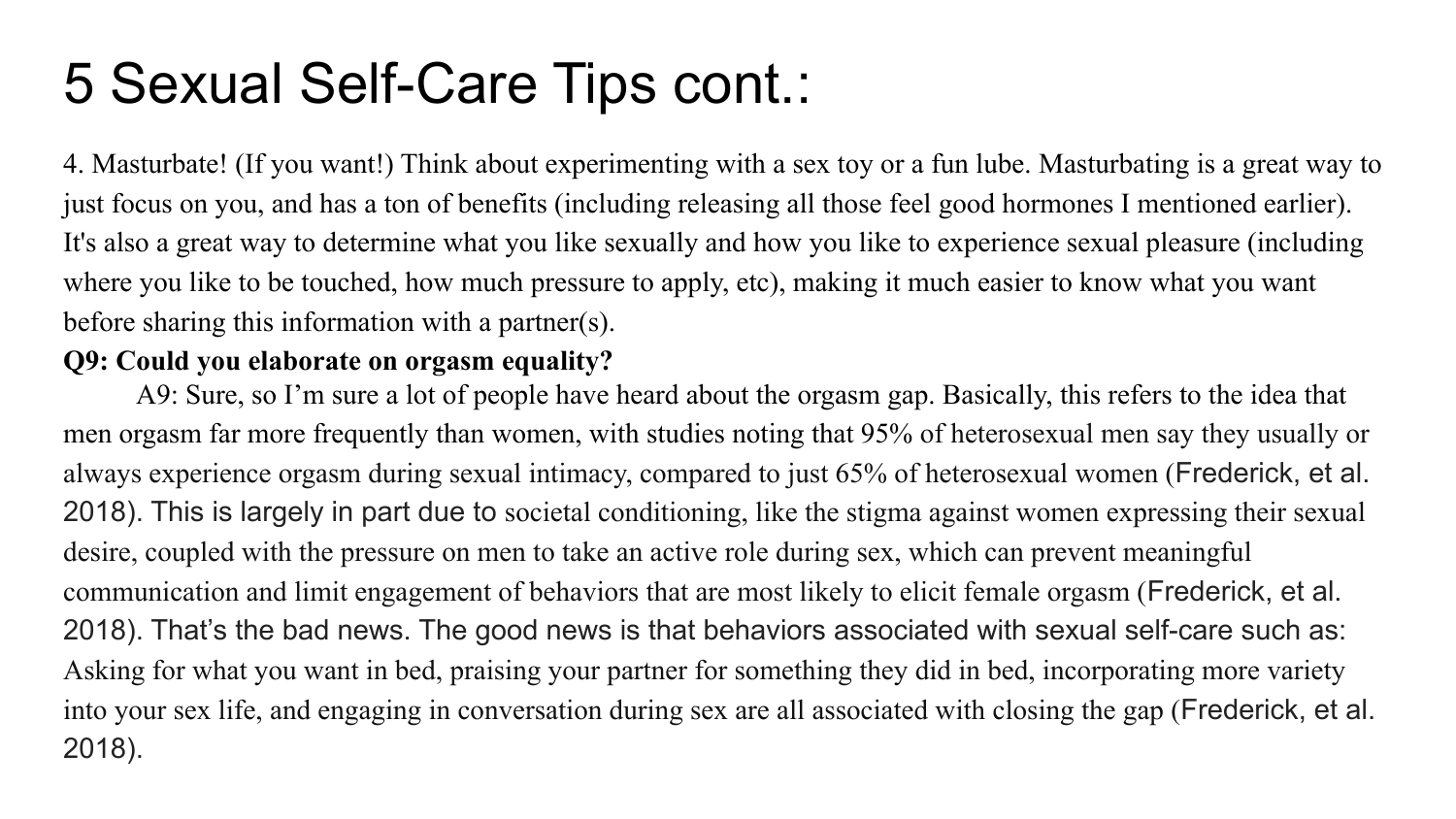# 5 Sexual Self-Care Tips cont.:

4. Masturbate! (If you want!) Think about experimenting with a sex toy or a fun lube. Masturbating is a great way to just focus on you, and has a ton of benefits (including releasing all those feel good hormones I mentioned earlier). It's also a great way to determine what you like sexually and how you like to experience sexual pleasure (including where you like to be touched, how much pressure to apply, etc), making it much easier to know what you want before sharing this information with a partner(s).

**Q9: Could you elaborate on orgasm equality?**

A9: Sure, so I'm sure a lot of people have heard about the orgasm gap. Basically, this refers to the idea that men orgasm far more frequently than women, with studies noting that 95% of heterosexual men say they usually or always experience orgasm during sexual intimacy, compared to just 65% of heterosexual women (Frederick, et al. 2018). This is largely in part due to societal conditioning, like the stigma against women expressing their sexual desire, coupled with the pressure on men to take an active role during sex, which can prevent meaningful communication and limit engagement of behaviors that are most likely to elicit female orgasm (Frederick, et al. 2018). That's the bad news. The good news is that behaviors associated with sexual self-care such as: Asking for what you want in bed, praising your partner for something they did in bed, incorporating more variety into your sex life, and engaging in conversation during sex are all associated with closing the gap (Frederick, et al. 2018).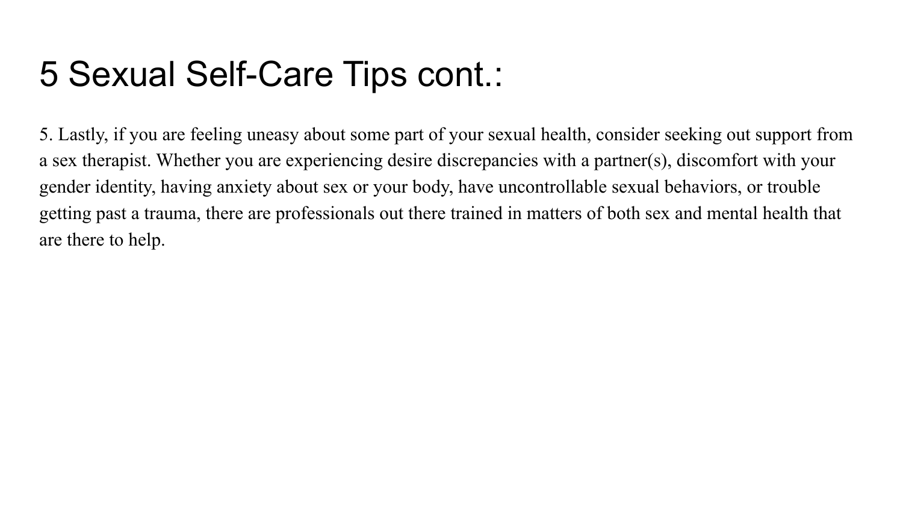# 5 Sexual Self-Care Tips cont.:

5. Lastly, if you are feeling uneasy about some part of your sexual health, consider seeking out support from a sex therapist. Whether you are experiencing desire discrepancies with a partner(s), discomfort with your gender identity, having anxiety about sex or your body, have uncontrollable sexual behaviors, or trouble getting past a trauma, there are professionals out there trained in matters of both sex and mental health that are there to help.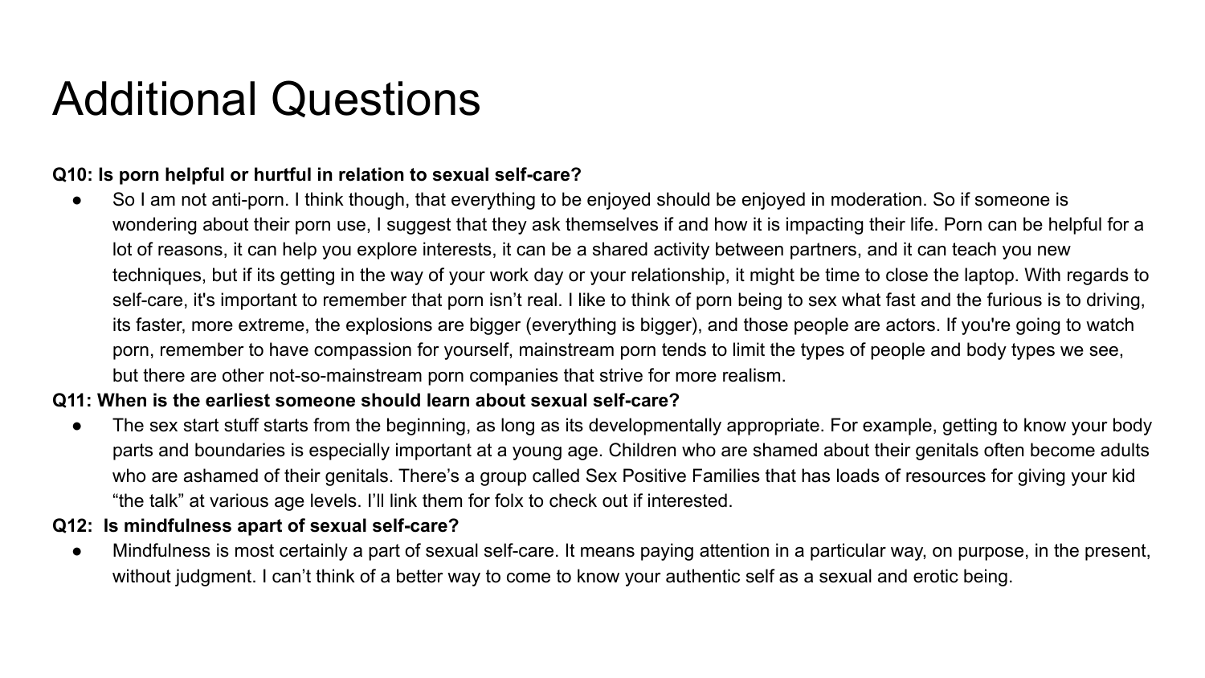# Additional Questions

**Q10: Is porn helpful or hurtful in relation to sexual self-care?**

- So I am not anti-porn. I think though, that everything to be enjoyed should be enjoyed in moderation. So if someone is wondering about their porn use, I suggest that they ask themselves if and how it is impacting their life. Porn can be helpful for a lot of reasons, it can help you explore interests, it can be a shared activity between partners, and it can teach you new techniques, but if its getting in the way of your work day or your relationship, it might be time to close the laptop. With regards to self-care, it's important to remember that porn isn't real. I like to think of porn being to sex what fast and the furious is to driving, its faster, more extreme, the explosions are bigger (everything is bigger), and those people are actors. If you're going to watch porn, remember to have compassion for yourself, mainstream porn tends to limit the types of people and body types we see, but there are other not-so-mainstream porn companies that strive for more realism.

**Q11: When is the earliest someone should learn about sexual self-care?**

- The sex start stuff starts from the beginning, as long as its developmentally appropriate. For example, getting to know your body parts and boundaries is especially important at a young age. Children who are shamed about their genitals often become adults who are ashamed of their genitals. There's a group called Sex Positive Families that has loads of resources for giving your kid "the talk" at various age levels. I'll link them for folx to check out if interested.

**Q12: Is mindfulness apart of sexual self-care?**

- Mindfulness is most certainly a part of sexual self-care. It means paying attention in a particular way, on purpose, in the present, without judgment. I can't think of a better way to come to know your authentic self as a sexual and erotic being.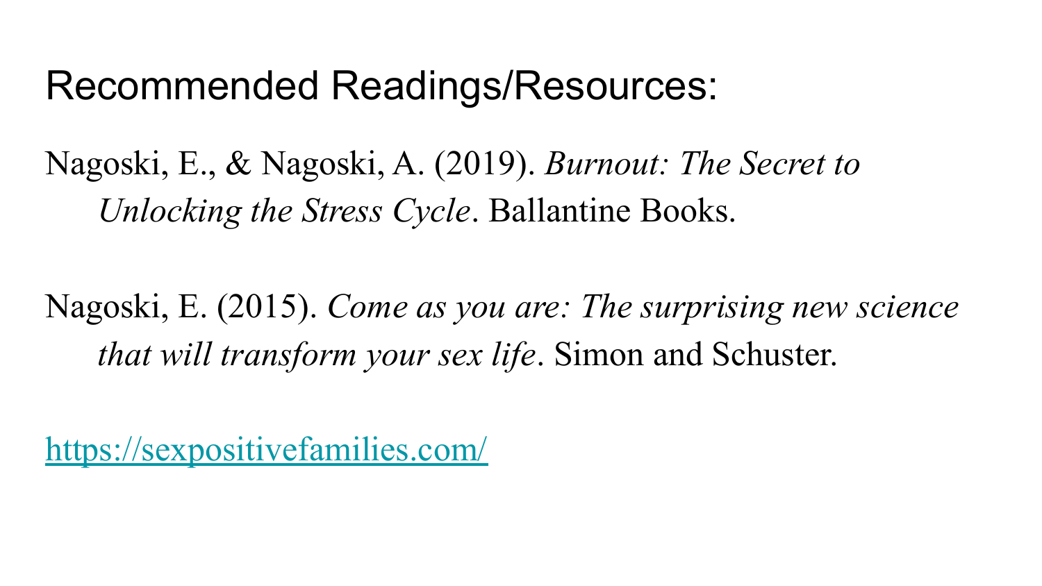# Recommended Readings/Resources:

Nagoski, E., & Nagoski, A. (2019). *Burnout: The Secret to Unlocking the Stress Cycle*. Ballantine Books.

Nagoski, E. (2015). *Come as you are: The surprising new science that will transform your sex life*. Simon and Schuster.

[https://sexpositivefamilies.com/](https://sexpositivefamilies.com/)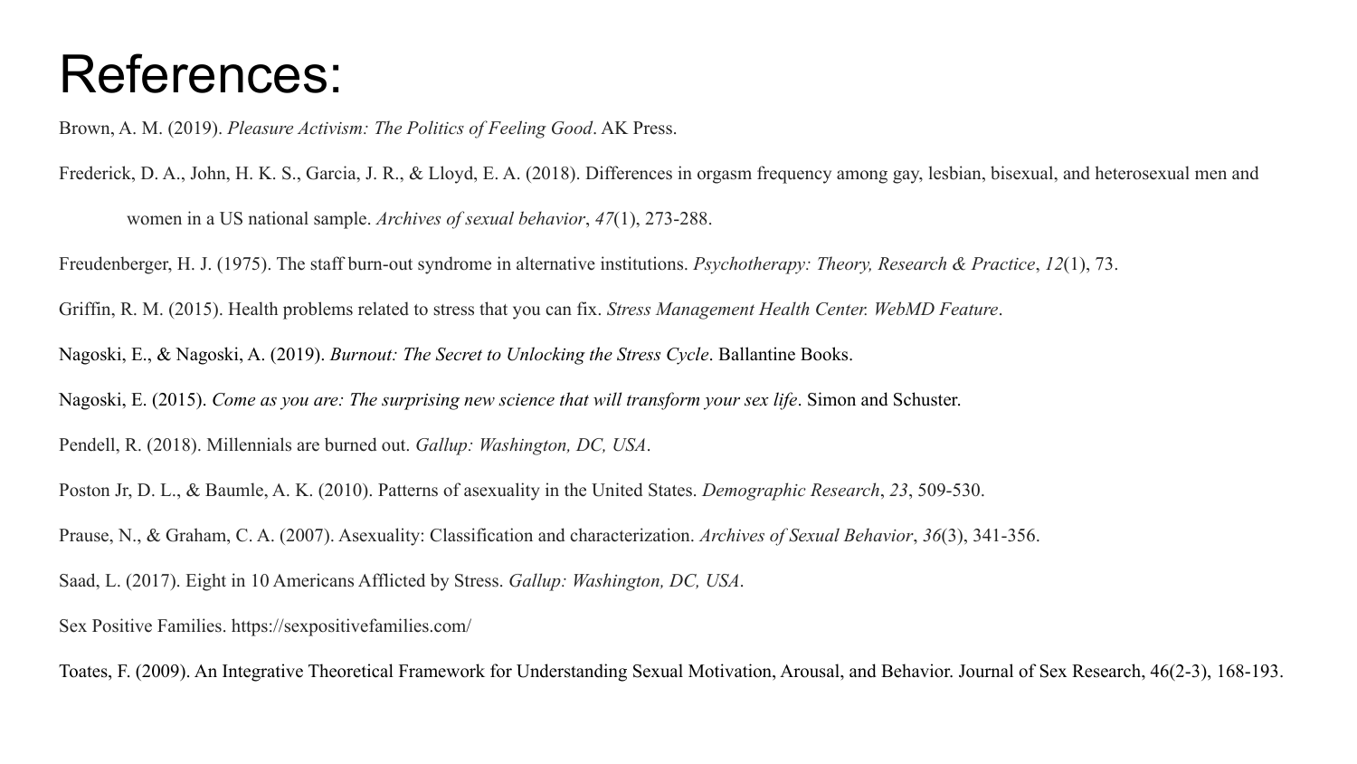# References:

Brown, A. M. (2019). *Pleasure Activism: The Politics of Feeling Good*. AK Press.

Frederick, D. A., John, H. K. S., Garcia, J. R., & Lloyd, E. A. (2018). Differences in orgasm frequency among gay, lesbian, bisexual, and heterosexual men and women in a US national sample. *Archives of sexual behavior*, *47*(1), 273-288.

Freudenberger, H. J. (1975). The staff burn-out syndrome in alternative institutions. *Psychotherapy: Theory, Research & Practice*, *12*(1), 73.

Griffin, R. M. (2015). Health problems related to stress that you can fix. *Stress Management Health Center. WebMD Feature*.

Nagoski, E., & Nagoski, A. (2019). *Burnout: The Secret to Unlocking the Stress Cycle*. Ballantine Books.

Nagoski, E. (2015). *Come as you are: The surprising new science that will transform your sex life*. Simon and Schuster.

Pendell, R. (2018). Millennials are burned out. *Gallup: Washington, DC, USA*.

Poston Jr, D. L., & Baumle, A. K. (2010). Patterns of asexuality in the United States. *Demographic Research*, *23*, 509-530.

Prause, N., & Graham, C. A. (2007). Asexuality: Classification and characterization. *Archives of Sexual Behavior*, *36*(3), 341-356.

Saad, L. (2017). Eight in 10 Americans Afflicted by Stress. *Gallup: Washington, DC, USA*.

Sex Positive Families. https://sexpositivefamilies.com/

Toates, F. (2009). An Integrative Theoretical Framework for Understanding Sexual Motivation, Arousal, and Behavior. Journal of Sex Research, 46(2-3), 168-193.